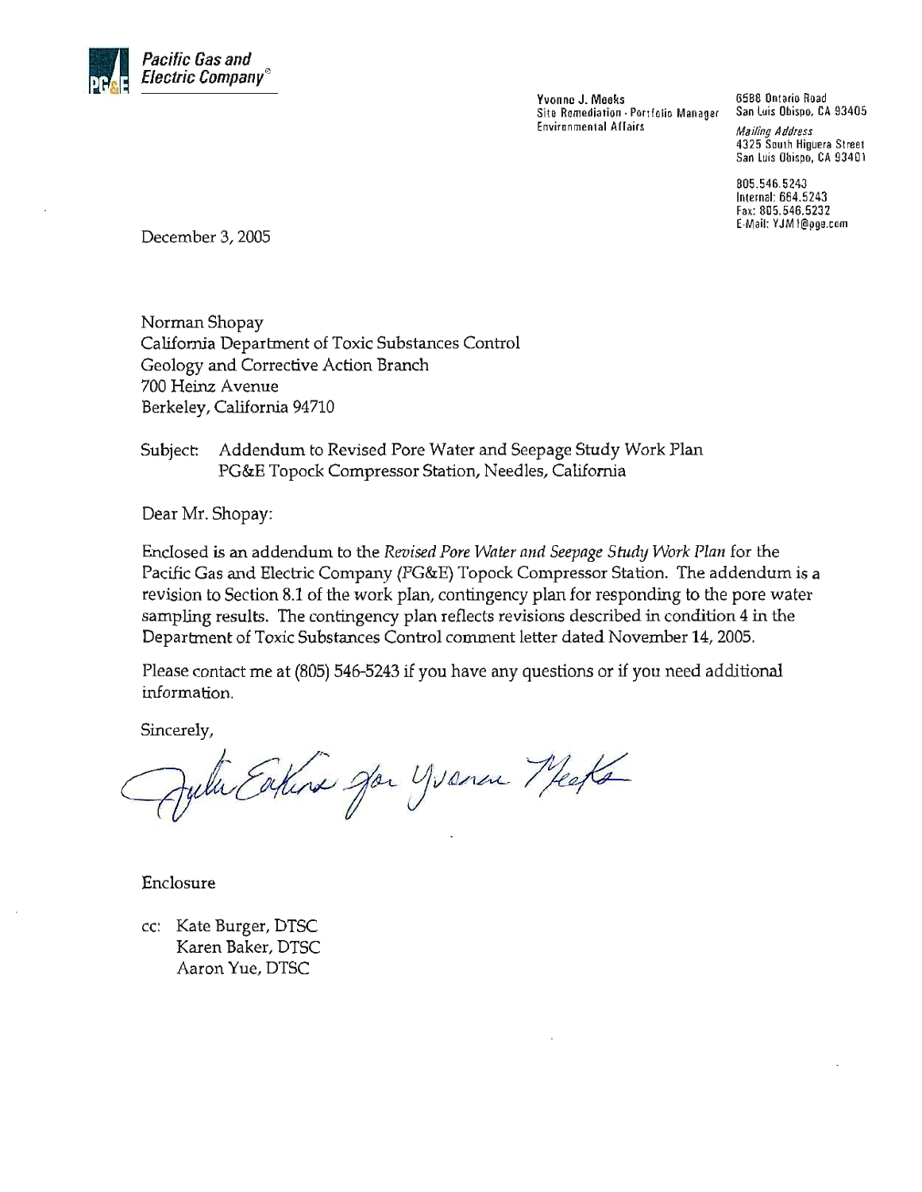**Pacific Gas and Electric Company®**

Yvonne J. Meeks
Site Remediation - Portfolio Manager
Environmental Affairs

6588 Ontario Road
San Luis Obispo, CA 93405

*Mailing Address*
4325 South Higuera Street
San Luis Obispo, CA 93401

805.546.5243
Internal: 664.5243
Fax: 805.546.5232
E-Mail: YJM1@pge.com

December 3, 2005

Norman Shopay
California Department of Toxic Substances Control
Geology and Corrective Action Branch
700 Heinz Avenue
Berkeley, California 94710

Subject: Addendum to Revised Pore Water and Seepage Study Work Plan
PG&E Topock Compressor Station, Needles, California

Dear Mr. Shopay:

Enclosed is an addendum to the *Revised Pore Water and Seepage Study Work Plan* for the Pacific Gas and Electric Company (PG&E) Topock Compressor Station. The addendum is a revision to Section 8.1 of the work plan, contingency plan for responding to the pore water sampling results. The contingency plan reflects revisions described in condition 4 in the Department of Toxic Substances Control comment letter dated November 14, 2005.

Please contact me at (805) 546-5243 if you have any questions or if you need additional information.

Sincerely,

Julie Eakins for Yvonne Meeks

Enclosure

cc: Kate Burger, DTSC
Karen Baker, DTSC
Aaron Yue, DTSC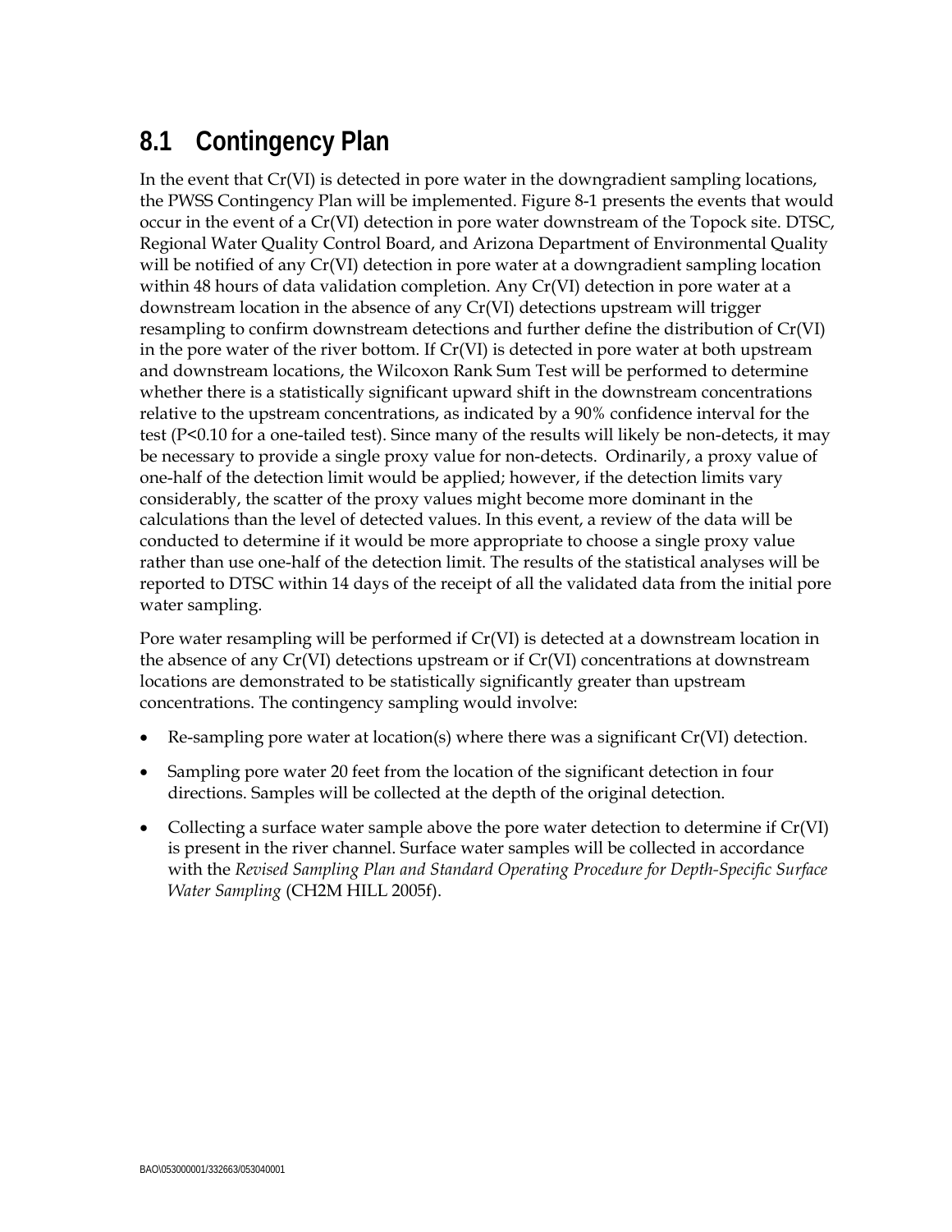## 8.1 Contingency Plan

In the event that Cr(VI) is detected in pore water in the downgradient sampling locations, the PWSS Contingency Plan will be implemented. Figure 8-1 presents the events that would occur in the event of a Cr(VI) detection in pore water downstream of the Topock site. DTSC, Regional Water Quality Control Board, and Arizona Department of Environmental Quality will be notified of any Cr(VI) detection in pore water at a downgradient sampling location within 48 hours of data validation completion. Any Cr(VI) detection in pore water at a downstream location in the absence of any Cr(VI) detections upstream will trigger resampling to confirm downstream detections and further define the distribution of Cr(VI) in the pore water of the river bottom. If Cr(VI) is detected in pore water at both upstream and downstream locations, the Wilcoxon Rank Sum Test will be performed to determine whether there is a statistically significant upward shift in the downstream concentrations relative to the upstream concentrations, as indicated by a 90% confidence interval for the test ($P<0.10$ for a one-tailed test). Since many of the results will likely be non-detects, it may be necessary to provide a single proxy value for non-detects. Ordinarily, a proxy value of one-half of the detection limit would be applied; however, if the detection limits vary considerably, the scatter of the proxy values might become more dominant in the calculations than the level of detected values. In this event, a review of the data will be conducted to determine if it would be more appropriate to choose a single proxy value rather than use one-half of the detection limit. The results of the statistical analyses will be reported to DTSC within 14 days of the receipt of all the validated data from the initial pore water sampling.

Pore water resampling will be performed if Cr(VI) is detected at a downstream location in the absence of any Cr(VI) detections upstream or if Cr(VI) concentrations at downstream locations are demonstrated to be statistically significantly greater than upstream concentrations. The contingency sampling would involve:

- Re-sampling pore water at location(s) where there was a significant Cr(VI) detection.
- Sampling pore water 20 feet from the location of the significant detection in four directions. Samples will be collected at the depth of the original detection.
- Collecting a surface water sample above the pore water detection to determine if Cr(VI) is present in the river channel. Surface water samples will be collected in accordance with the *Revised Sampling Plan and Standard Operating Procedure for Depth-Specific Surface Water Sampling* (CH2M HILL 2005f).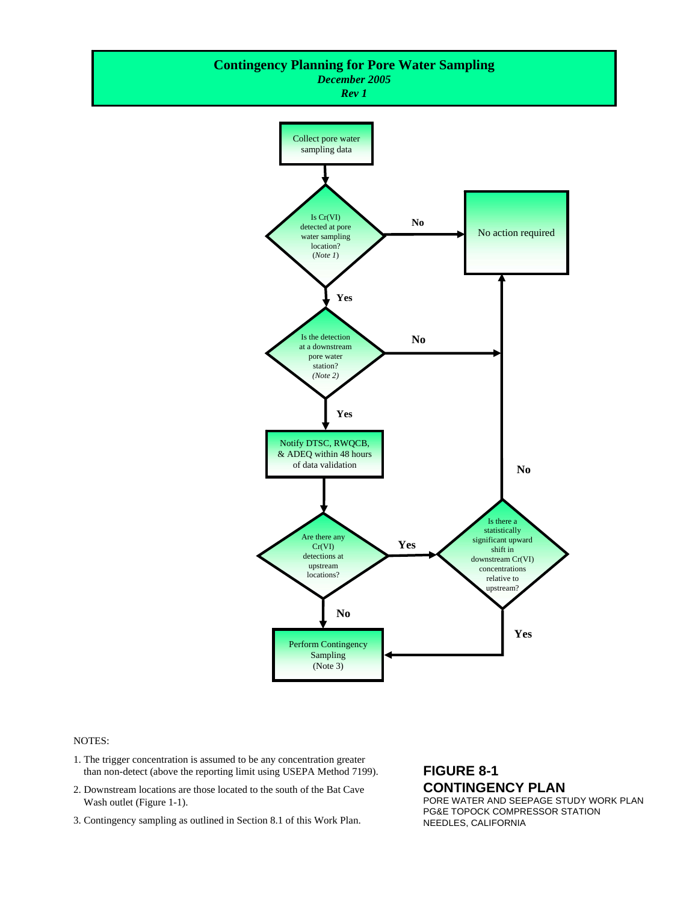# Contingency Planning for Pore Water Sampling

*December 2005*

*Rev 1*

Collect pore water sampling data

Is Cr(VI) detected at pore water sampling location? (*Note 1*)

No

No action required

Yes

Is the detection at a downstream pore water station? *(Note 2)*

No

Yes

Notify DTSC, RWQCB, & ADEQ within 48 hours of data validation

No

Are there any Cr(VI) detections at upstream locations?

Yes

Is there a statistically significant upward shift in downstream Cr(VI) concentrations relative to upstream?

No

Yes

Perform Contingency Sampling (Note 3)

NOTES:

1. The trigger concentration is assumed to be any concentration greater than non-detect (above the reporting limit using USEPA Method 7199).
2. Downstream locations are those located to the south of the Bat Cave Wash outlet (Figure 1-1).
3. Contingency sampling as outlined in Section 8.1 of this Work Plan.

**FIGURE 8-1**
**CONTINGENCY PLAN**
PORE WATER AND SEEPAGE STUDY WORK PLAN
PG&E TOPOCK COMPRESSOR STATION
NEEDLES, CALIFORNIA